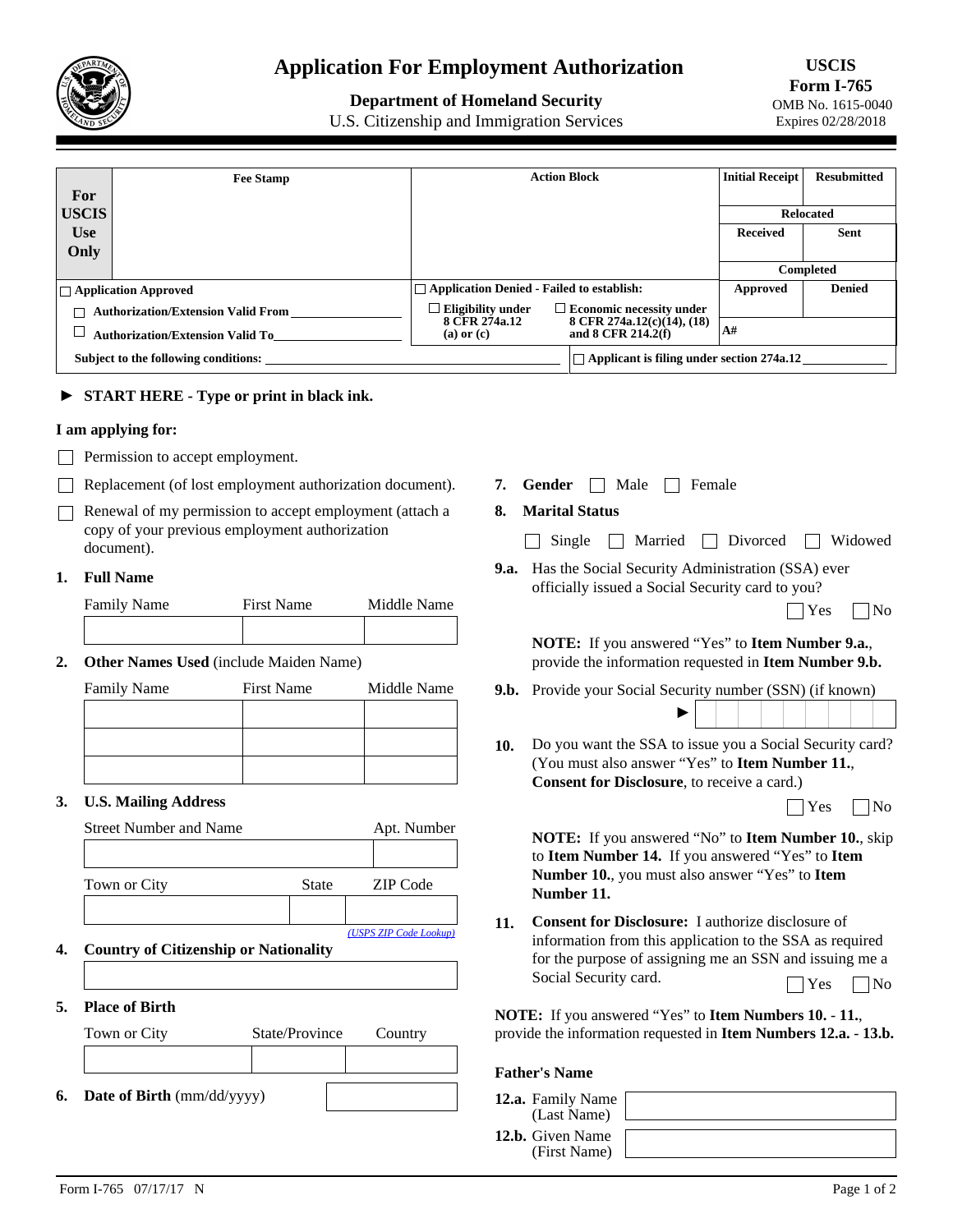# Application For Employment Authorization

**Department of Homeland Security**
U.S. Citizenship and Immigration Services

**USCIS Form I-765**
OMB No. 1615-0040
Expires 02/28/2018

| For USCIS Use Only | Fee Stamp | Action Block | Initial Receipt | Resubmitted |
|---|---|---|---|---|
| | | | Relocated | |
| | | | Received | Sent |
| | | | Completed | |
| ☐ Application Approved | | ☐ Application Denied - Failed to establish: | Approved | Denied |
| ☐ Authorization/Extension Valid From ______ | | ☐ Eligibility under 8 CFR 274a.12 (a) or (c) ☐ Economic necessity under 8 CFR 274a.12(c)(14), (18) and 8 CFR 214.2(f) | A# | |
| ☐ Authorization/Extension Valid To ______ | | | | |
| Subject to the following conditions: ______ | | ☐ Applicant is filing under section 274a.12 ______ | | |

► **START HERE - Type or print in black ink.**

**I am applying for:**

☐ Permission to accept employment.

☐ Replacement (of lost employment authorization document).

☐ Renewal of my permission to accept employment (attach a copy of your previous employment authorization document).

**1. Full Name**

| Family Name | First Name | Middle Name |
|---|---|---|
| | | |

**2. Other Names Used** (include Maiden Name)

| Family Name | First Name | Middle Name |
|---|---|---|
| | | |
| | | |
| | | |

**3. U.S. Mailing Address**

| Street Number and Name | Apt. Number |
|---|---|
| | |

| Town or City | State | ZIP Code |
|---|---|---|
| | | |

*(USPS ZIP Code Lookup)*

**4. Country of Citizenship or Nationality**

______

**5. Place of Birth**

| Town or City | State/Province | Country |
|---|---|---|
| | | |

**6. Date of Birth** (mm/dd/yyyy) ______

**7. Gender** ☐ Male ☐ Female

**8. Marital Status**

☐ Single ☐ Married ☐ Divorced ☐ Widowed

**9.a.** Has the Social Security Administration (SSA) ever officially issued a Social Security card to you? ☐ Yes ☐ No

**NOTE:** If you answered "Yes" to **Item Number 9.a.**, provide the information requested in **Item Number 9.b.**

**9.b.** Provide your Social Security number (SSN) (if known) ► ______

**10.** Do you want the SSA to issue you a Social Security card? (You must also answer "Yes" to **Item Number 11.**, **Consent for Disclosure**, to receive a card.) ☐ Yes ☐ No

**NOTE:** If you answered "No" to **Item Number 10.**, skip to **Item Number 14.** If you answered "Yes" to **Item Number 10.**, you must also answer "Yes" to **Item Number 11.**

**11. Consent for Disclosure:** I authorize disclosure of information from this application to the SSA as required for the purpose of assigning me an SSN and issuing me a Social Security card. ☐ Yes ☐ No

**NOTE:** If you answered "Yes" to **Item Numbers 10. - 11.**, provide the information requested in **Item Numbers 12.a. - 13.b.**

**Father's Name**

**12.a.** Family Name (Last Name) ______

**12.b.** Given Name (First Name) ______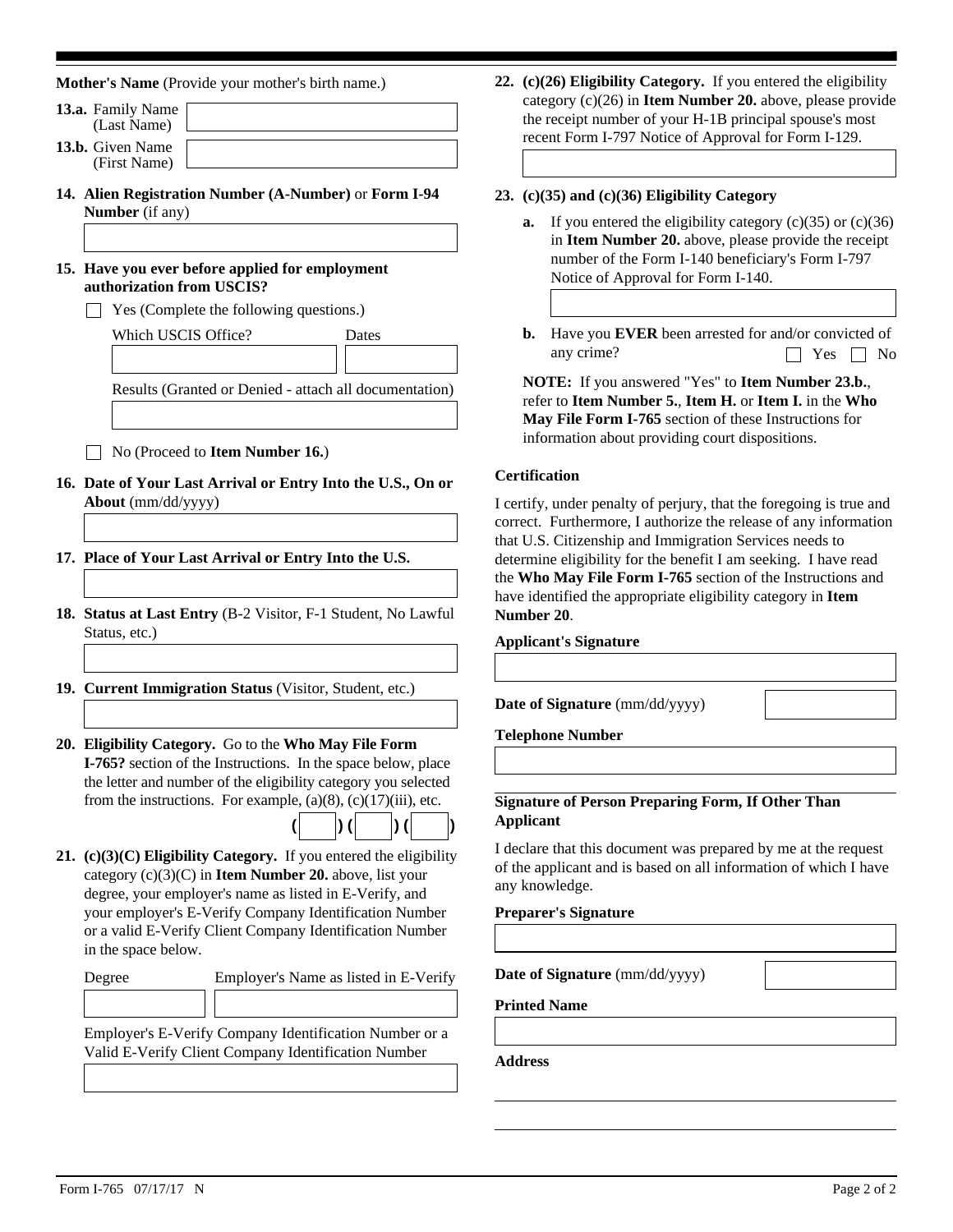**Mother's Name** (Provide your mother's birth name.)

**13.a.** Family Name (Last Name)

**13.b.** Given Name (First Name)

**14. Alien Registration Number (A-Number)** or **Form I-94 Number** (if any)

**15. Have you ever before applied for employment authorization from USCIS?**

☐ Yes (Complete the following questions.)

Which USCIS Office? Dates

Results (Granted or Denied - attach all documentation)

☐ No (Proceed to **Item Number 16.**)

**16. Date of Your Last Arrival or Entry Into the U.S., On or About** (mm/dd/yyyy)

**17. Place of Your Last Arrival or Entry Into the U.S.**

**18. Status at Last Entry** (B-2 Visitor, F-1 Student, No Lawful Status, etc.)

**19. Current Immigration Status** (Visitor, Student, etc.)

**20. Eligibility Category.** Go to the **Who May File Form I-765?** section of the Instructions. In the space below, place the letter and number of the eligibility category you selected from the instructions. For example, (a)(8), (c)(17)(iii), etc.

(   ) (   ) (   )

**21. (c)(3)(C) Eligibility Category.** If you entered the eligibility category (c)(3)(C) in **Item Number 20.** above, list your degree, your employer's name as listed in E-Verify, and your employer's E-Verify Company Identification Number or a valid E-Verify Client Company Identification Number in the space below.

Degree Employer's Name as listed in E-Verify

Employer's E-Verify Company Identification Number or a Valid E-Verify Client Company Identification Number

**22. (c)(26) Eligibility Category.** If you entered the eligibility category (c)(26) in **Item Number 20.** above, please provide the receipt number of your H-1B principal spouse's most recent Form I-797 Notice of Approval for Form I-129.

**23. (c)(35) and (c)(36) Eligibility Category**

**a.** If you entered the eligibility category (c)(35) or (c)(36) in **Item Number 20.** above, please provide the receipt number of the Form I-140 beneficiary's Form I-797 Notice of Approval for Form I-140.

**b.** Have you **EVER** been arrested for and/or convicted of any crime? ☐ Yes ☐ No

**NOTE:** If you answered "Yes" to **Item Number 23.b.**, refer to **Item Number 5.**, **Item H.** or **Item I.** in the **Who May File Form I-765** section of these Instructions for information about providing court dispositions.

**Certification**

I certify, under penalty of perjury, that the foregoing is true and correct. Furthermore, I authorize the release of any information that U.S. Citizenship and Immigration Services needs to determine eligibility for the benefit I am seeking. I have read the **Who May File Form I-765** section of the Instructions and have identified the appropriate eligibility category in **Item Number 20**.

**Applicant's Signature**

**Date of Signature** (mm/dd/yyyy)

**Telephone Number**

**Signature of Person Preparing Form, If Other Than Applicant**

I declare that this document was prepared by me at the request of the applicant and is based on all information of which I have any knowledge.

**Preparer's Signature**

**Date of Signature** (mm/dd/yyyy)

**Printed Name**

**Address**

Form I-765 07/17/17 N